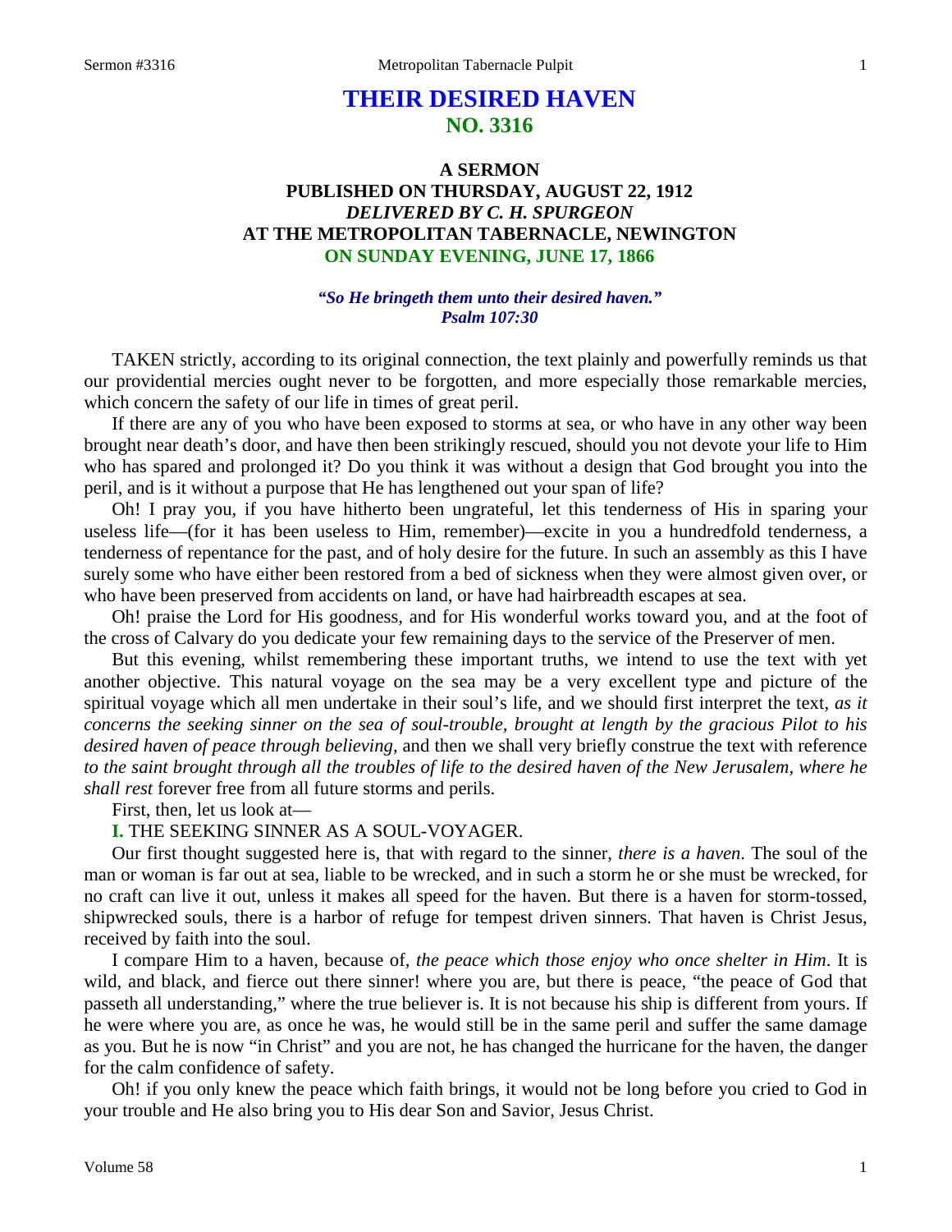# THEIR DESIRED HAVEN
## NO. 3316

### A SERMON
### PUBLISHED ON THURSDAY, AUGUST 22, 1912
### *DELIVERED BY C. H. SPURGEON*
### AT THE METROPOLITAN TABERNACLE, NEWINGTON
### ON SUNDAY EVENING, JUNE 17, 1866

***"So He bringeth them unto their desired haven."***
***Psalm 107:30***

TAKEN strictly, according to its original connection, the text plainly and powerfully reminds us that our providential mercies ought never to be forgotten, and more especially those remarkable mercies, which concern the safety of our life in times of great peril.

If there are any of you who have been exposed to storms at sea, or who have in any other way been brought near death's door, and have then been strikingly rescued, should you not devote your life to Him who has spared and prolonged it? Do you think it was without a design that God brought you into the peril, and is it without a purpose that He has lengthened out your span of life?

Oh! I pray you, if you have hitherto been ungrateful, let this tenderness of His in sparing your useless life—(for it has been useless to Him, remember)—excite in you a hundredfold tenderness, a tenderness of repentance for the past, and of holy desire for the future. In such an assembly as this I have surely some who have either been restored from a bed of sickness when they were almost given over, or who have been preserved from accidents on land, or have had hairbreadth escapes at sea.

Oh! praise the Lord for His goodness, and for His wonderful works toward you, and at the foot of the cross of Calvary do you dedicate your few remaining days to the service of the Preserver of men.

But this evening, whilst remembering these important truths, we intend to use the text with yet another objective. This natural voyage on the sea may be a very excellent type and picture of the spiritual voyage which all men undertake in their soul's life, and we should first interpret the text, *as it concerns the seeking sinner on the sea of soul-trouble, brought at length by the gracious Pilot to his desired haven of peace through believing,* and then we shall very briefly construe the text with reference *to the saint brought through all the troubles of life to the desired haven of the New Jerusalem, where he shall rest* forever free from all future storms and perils.

First, then, let us look at—

**I.** THE SEEKING SINNER AS A SOUL-VOYAGER.

Our first thought suggested here is, that with regard to the sinner, *there is a haven*. The soul of the man or woman is far out at sea, liable to be wrecked, and in such a storm he or she must be wrecked, for no craft can live it out, unless it makes all speed for the haven. But there is a haven for storm-tossed, shipwrecked souls, there is a harbor of refuge for tempest driven sinners. That haven is Christ Jesus, received by faith into the soul.

I compare Him to a haven, because of, *the peace which those enjoy who once shelter in Him*. It is wild, and black, and fierce out there sinner! where you are, but there is peace, "the peace of God that passeth all understanding," where the true believer is. It is not because his ship is different from yours. If he were where you are, as once he was, he would still be in the same peril and suffer the same damage as you. But he is now "in Christ" and you are not, he has changed the hurricane for the haven, the danger for the calm confidence of safety.

Oh! if you only knew the peace which faith brings, it would not be long before you cried to God in your trouble and He also bring you to His dear Son and Savior, Jesus Christ.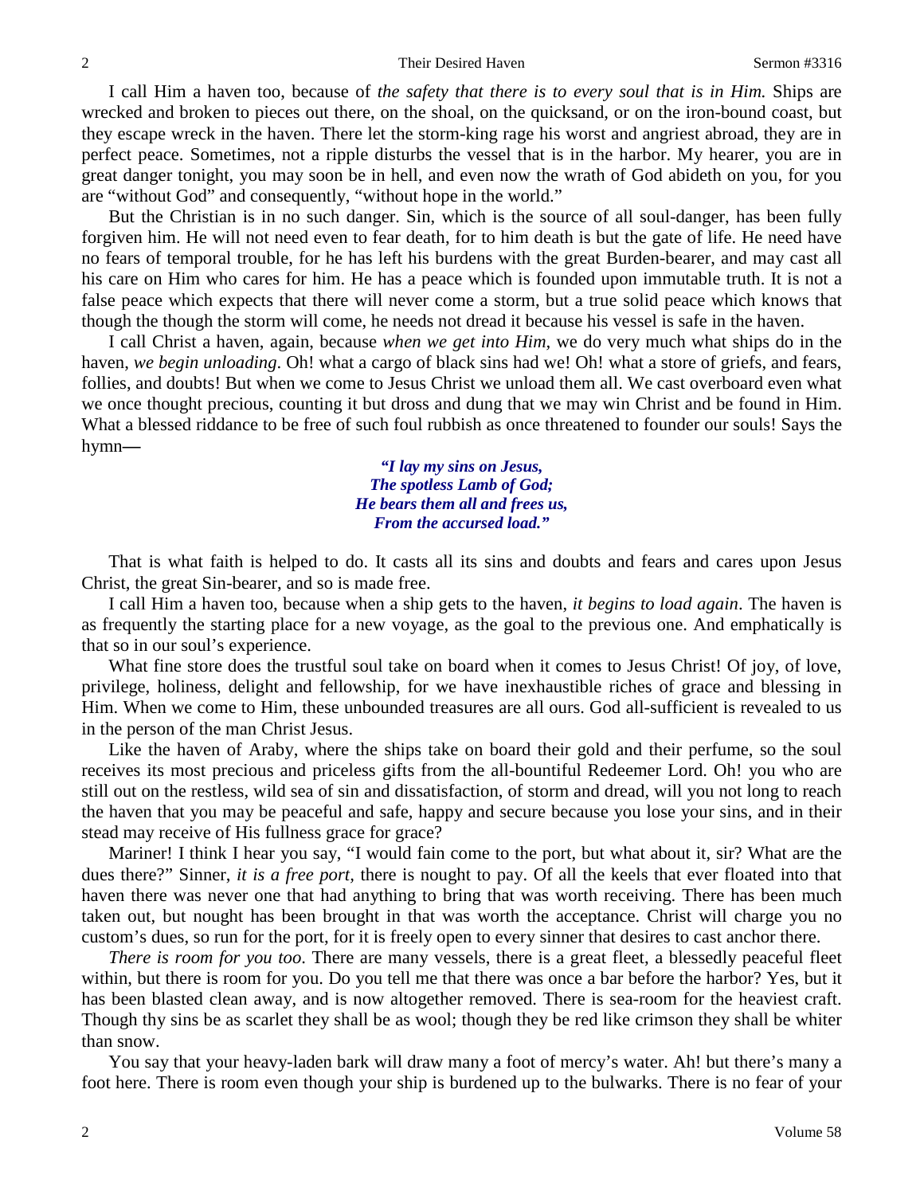I call Him a haven too, because of *the safety that there is to every soul that is in Him.* Ships are wrecked and broken to pieces out there, on the shoal, on the quicksand, or on the iron-bound coast, but they escape wreck in the haven. There let the storm-king rage his worst and angriest abroad, they are in perfect peace. Sometimes, not a ripple disturbs the vessel that is in the harbor. My hearer, you are in great danger tonight, you may soon be in hell, and even now the wrath of God abideth on you, for you are "without God" and consequently, "without hope in the world."

But the Christian is in no such danger. Sin, which is the source of all soul-danger, has been fully forgiven him. He will not need even to fear death, for to him death is but the gate of life. He need have no fears of temporal trouble, for he has left his burdens with the great Burden-bearer, and may cast all his care on Him who cares for him. He has a peace which is founded upon immutable truth. It is not a false peace which expects that there will never come a storm, but a true solid peace which knows that though the though the storm will come, he needs not dread it because his vessel is safe in the haven.

I call Christ a haven, again, because *when we get into Him,* we do very much what ships do in the haven, *we begin unloading*. Oh! what a cargo of black sins had we! Oh! what a store of griefs, and fears, follies, and doubts! But when we come to Jesus Christ we unload them all. We cast overboard even what we once thought precious, counting it but dross and dung that we may win Christ and be found in Him. What a blessed riddance to be free of such foul rubbish as once threatened to founder our souls! Says the hymn—

> ***"I lay my sins on Jesus,***
> ***The spotless Lamb of God;***
> ***He bears them all and frees us,***
> ***From the accursed load."***

That is what faith is helped to do. It casts all its sins and doubts and fears and cares upon Jesus Christ, the great Sin-bearer, and so is made free.

I call Him a haven too, because when a ship gets to the haven, *it begins to load again*. The haven is as frequently the starting place for a new voyage, as the goal to the previous one. And emphatically is that so in our soul's experience.

What fine store does the trustful soul take on board when it comes to Jesus Christ! Of joy, of love, privilege, holiness, delight and fellowship, for we have inexhaustible riches of grace and blessing in Him. When we come to Him, these unbounded treasures are all ours. God all-sufficient is revealed to us in the person of the man Christ Jesus.

Like the haven of Araby, where the ships take on board their gold and their perfume, so the soul receives its most precious and priceless gifts from the all-bountiful Redeemer Lord. Oh! you who are still out on the restless, wild sea of sin and dissatisfaction, of storm and dread, will you not long to reach the haven that you may be peaceful and safe, happy and secure because you lose your sins, and in their stead may receive of His fullness grace for grace?

Mariner! I think I hear you say, "I would fain come to the port, but what about it, sir? What are the dues there?" Sinner, *it is a free port*, there is nought to pay. Of all the keels that ever floated into that haven there was never one that had anything to bring that was worth receiving. There has been much taken out, but nought has been brought in that was worth the acceptance. Christ will charge you no custom's dues, so run for the port, for it is freely open to every sinner that desires to cast anchor there.

*There is room for you too*. There are many vessels, there is a great fleet, a blessedly peaceful fleet within, but there is room for you. Do you tell me that there was once a bar before the harbor? Yes, but it has been blasted clean away, and is now altogether removed. There is sea-room for the heaviest craft. Though thy sins be as scarlet they shall be as wool; though they be red like crimson they shall be whiter than snow.

You say that your heavy-laden bark will draw many a foot of mercy's water. Ah! but there's many a foot here. There is room even though your ship is burdened up to the bulwarks. There is no fear of your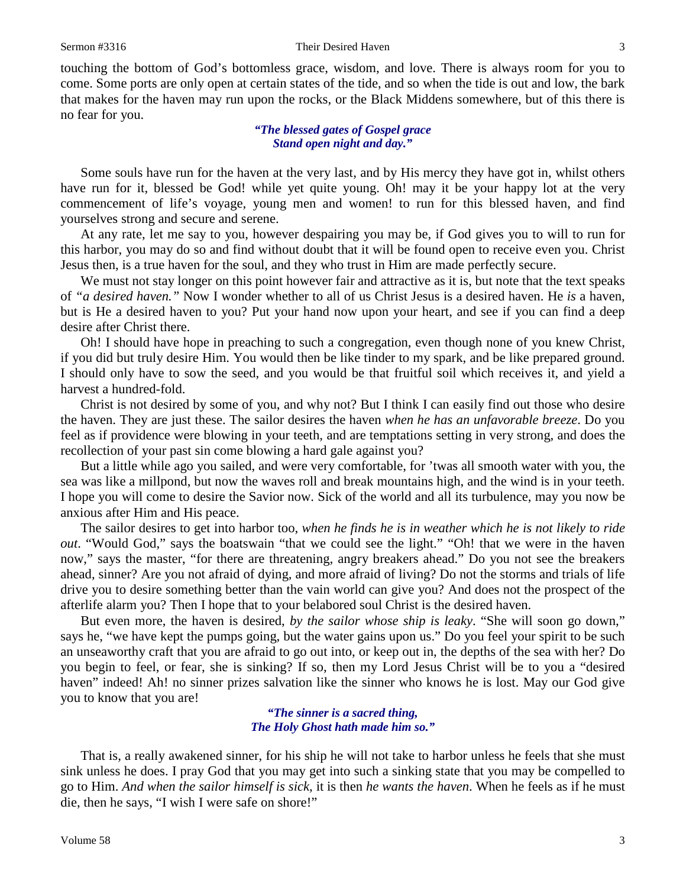touching the bottom of God's bottomless grace, wisdom, and love. There is always room for you to come. Some ports are only open at certain states of the tide, and so when the tide is out and low, the bark that makes for the haven may run upon the rocks, or the Black Middens somewhere, but of this there is no fear for you.

> ***"The blessed gates of Gospel grace***
> ***Stand open night and day."***

Some souls have run for the haven at the very last, and by His mercy they have got in, whilst others have run for it, blessed be God! while yet quite young. Oh! may it be your happy lot at the very commencement of life's voyage, young men and women! to run for this blessed haven, and find yourselves strong and secure and serene.

At any rate, let me say to you, however despairing you may be, if God gives you to will to run for this harbor, you may do so and find without doubt that it will be found open to receive even you. Christ Jesus then, is a true haven for the soul, and they who trust in Him are made perfectly secure.

We must not stay longer on this point however fair and attractive as it is, but note that the text speaks of *"a desired haven."* Now I wonder whether to all of us Christ Jesus is a desired haven. He *is* a haven, but is He a desired haven to you? Put your hand now upon your heart, and see if you can find a deep desire after Christ there.

Oh! I should have hope in preaching to such a congregation, even though none of you knew Christ, if you did but truly desire Him. You would then be like tinder to my spark, and be like prepared ground. I should only have to sow the seed, and you would be that fruitful soil which receives it, and yield a harvest a hundred-fold.

Christ is not desired by some of you, and why not? But I think I can easily find out those who desire the haven. They are just these. The sailor desires the haven *when he has an unfavorable breeze*. Do you feel as if providence were blowing in your teeth, and are temptations setting in very strong, and does the recollection of your past sin come blowing a hard gale against you?

But a little while ago you sailed, and were very comfortable, for 'twas all smooth water with you, the sea was like a millpond, but now the waves roll and break mountains high, and the wind is in your teeth. I hope you will come to desire the Savior now. Sick of the world and all its turbulence, may you now be anxious after Him and His peace.

The sailor desires to get into harbor too, *when he finds he is in weather which he is not likely to ride out*. "Would God," says the boatswain "that we could see the light." "Oh! that we were in the haven now," says the master, "for there are threatening, angry breakers ahead." Do you not see the breakers ahead, sinner? Are you not afraid of dying, and more afraid of living? Do not the storms and trials of life drive you to desire something better than the vain world can give you? And does not the prospect of the afterlife alarm you? Then I hope that to your belabored soul Christ is the desired haven.

But even more, the haven is desired, *by the sailor whose ship is leaky*. "She will soon go down," says he, "we have kept the pumps going, but the water gains upon us." Do you feel your spirit to be such an unseaworthy craft that you are afraid to go out into, or keep out in, the depths of the sea with her? Do you begin to feel, or fear, she is sinking? If so, then my Lord Jesus Christ will be to you a "desired haven" indeed! Ah! no sinner prizes salvation like the sinner who knows he is lost. May our God give you to know that you are!

> ***"The sinner is a sacred thing,***
> ***The Holy Ghost hath made him so."***

That is, a really awakened sinner, for his ship he will not take to harbor unless he feels that she must sink unless he does. I pray God that you may get into such a sinking state that you may be compelled to go to Him. *And when the sailor himself is sick,* it is then *he wants the haven*. When he feels as if he must die, then he says, "I wish I were safe on shore!"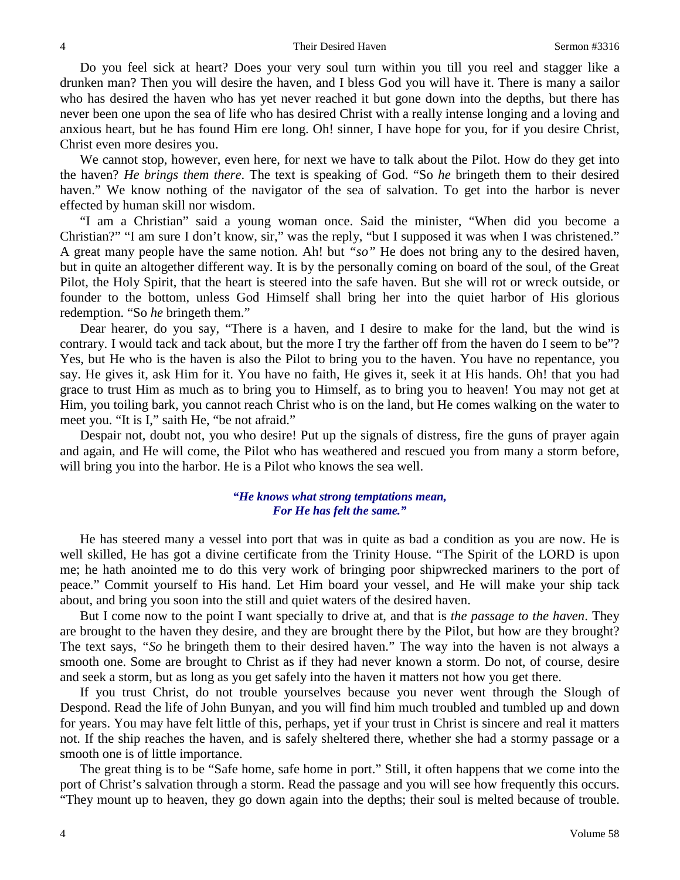Do you feel sick at heart? Does your very soul turn within you till you reel and stagger like a drunken man? Then you will desire the haven, and I bless God you will have it. There is many a sailor who has desired the haven who has yet never reached it but gone down into the depths, but there has never been one upon the sea of life who has desired Christ with a really intense longing and a loving and anxious heart, but he has found Him ere long. Oh! sinner, I have hope for you, for if you desire Christ, Christ even more desires you.

We cannot stop, however, even here, for next we have to talk about the Pilot. How do they get into the haven? *He brings them there*. The text is speaking of God. "So *he* bringeth them to their desired haven." We know nothing of the navigator of the sea of salvation. To get into the harbor is never effected by human skill nor wisdom.

"I am a Christian" said a young woman once. Said the minister, "When did you become a Christian?" "I am sure I don't know, sir," was the reply, "but I supposed it was when I was christened." A great many people have the same notion. Ah! but *"so"* He does not bring any to the desired haven, but in quite an altogether different way. It is by the personally coming on board of the soul, of the Great Pilot, the Holy Spirit, that the heart is steered into the safe haven. But she will rot or wreck outside, or founder to the bottom, unless God Himself shall bring her into the quiet harbor of His glorious redemption. "So *he* bringeth them."

Dear hearer, do you say, "There is a haven, and I desire to make for the land, but the wind is contrary. I would tack and tack about, but the more I try the farther off from the haven do I seem to be"? Yes, but He who is the haven is also the Pilot to bring you to the haven. You have no repentance, you say. He gives it, ask Him for it. You have no faith, He gives it, seek it at His hands. Oh! that you had grace to trust Him as much as to bring you to Himself, as to bring you to heaven! You may not get at Him, you toiling bark, you cannot reach Christ who is on the land, but He comes walking on the water to meet you. "It is I," saith He, "be not afraid."

Despair not, doubt not, you who desire! Put up the signals of distress, fire the guns of prayer again and again, and He will come, the Pilot who has weathered and rescued you from many a storm before, will bring you into the harbor. He is a Pilot who knows the sea well.

> ***"He knows what strong temptations mean,***
> ***For He has felt the same."***

He has steered many a vessel into port that was in quite as bad a condition as you are now. He is well skilled, He has got a divine certificate from the Trinity House. "The Spirit of the LORD is upon me; he hath anointed me to do this very work of bringing poor shipwrecked mariners to the port of peace." Commit yourself to His hand. Let Him board your vessel, and He will make your ship tack about, and bring you soon into the still and quiet waters of the desired haven.

But I come now to the point I want specially to drive at, and that is *the passage to the haven*. They are brought to the haven they desire, and they are brought there by the Pilot, but how are they brought? The text says, "*So* he bringeth them to their desired haven." The way into the haven is not always a smooth one. Some are brought to Christ as if they had never known a storm. Do not, of course, desire and seek a storm, but as long as you get safely into the haven it matters not how you get there.

If you trust Christ, do not trouble yourselves because you never went through the Slough of Despond. Read the life of John Bunyan, and you will find him much troubled and tumbled up and down for years. You may have felt little of this, perhaps, yet if your trust in Christ is sincere and real it matters not. If the ship reaches the haven, and is safely sheltered there, whether she had a stormy passage or a smooth one is of little importance.

The great thing is to be "Safe home, safe home in port." Still, it often happens that we come into the port of Christ's salvation through a storm. Read the passage and you will see how frequently this occurs. "They mount up to heaven, they go down again into the depths; their soul is melted because of trouble.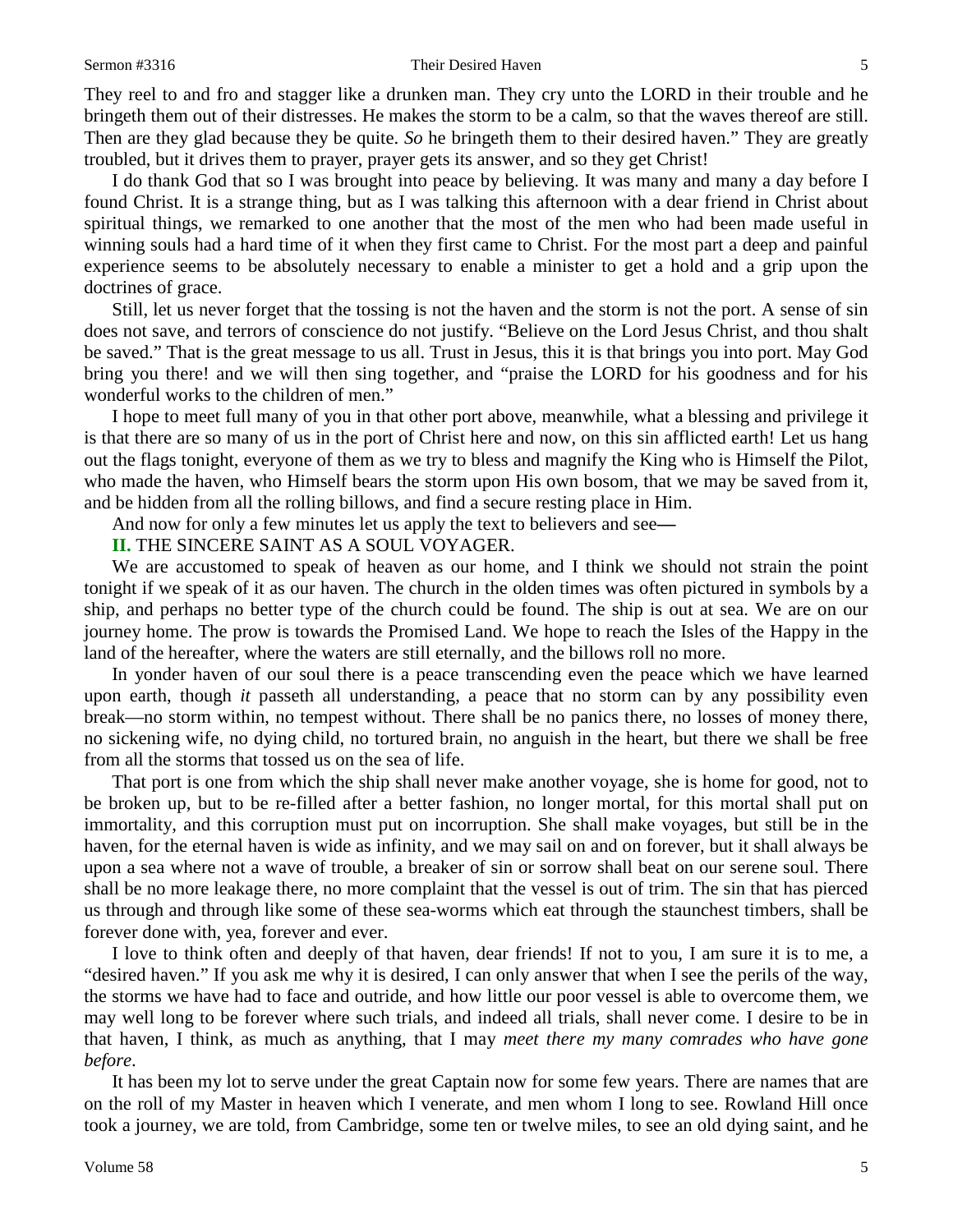They reel to and fro and stagger like a drunken man. They cry unto the LORD in their trouble and he bringeth them out of their distresses. He makes the storm to be a calm, so that the waves thereof are still. Then are they glad because they be quite. *So* he bringeth them to their desired haven." They are greatly troubled, but it drives them to prayer, prayer gets its answer, and so they get Christ!

I do thank God that so I was brought into peace by believing. It was many and many a day before I found Christ. It is a strange thing, but as I was talking this afternoon with a dear friend in Christ about spiritual things, we remarked to one another that the most of the men who had been made useful in winning souls had a hard time of it when they first came to Christ. For the most part a deep and painful experience seems to be absolutely necessary to enable a minister to get a hold and a grip upon the doctrines of grace.

Still, let us never forget that the tossing is not the haven and the storm is not the port. A sense of sin does not save, and terrors of conscience do not justify. "Believe on the Lord Jesus Christ, and thou shalt be saved." That is the great message to us all. Trust in Jesus, this it is that brings you into port. May God bring you there! and we will then sing together, and "praise the LORD for his goodness and for his wonderful works to the children of men."

I hope to meet full many of you in that other port above, meanwhile, what a blessing and privilege it is that there are so many of us in the port of Christ here and now, on this sin afflicted earth! Let us hang out the flags tonight, everyone of them as we try to bless and magnify the King who is Himself the Pilot, who made the haven, who Himself bears the storm upon His own bosom, that we may be saved from it, and be hidden from all the rolling billows, and find a secure resting place in Him.

And now for only a few minutes let us apply the text to believers and see**—**

**II.** THE SINCERE SAINT AS A SOUL VOYAGER.

We are accustomed to speak of heaven as our home, and I think we should not strain the point tonight if we speak of it as our haven. The church in the olden times was often pictured in symbols by a ship, and perhaps no better type of the church could be found. The ship is out at sea. We are on our journey home. The prow is towards the Promised Land. We hope to reach the Isles of the Happy in the land of the hereafter, where the waters are still eternally, and the billows roll no more.

In yonder haven of our soul there is a peace transcending even the peace which we have learned upon earth, though *it* passeth all understanding, a peace that no storm can by any possibility even break—no storm within, no tempest without. There shall be no panics there, no losses of money there, no sickening wife, no dying child, no tortured brain, no anguish in the heart, but there we shall be free from all the storms that tossed us on the sea of life.

That port is one from which the ship shall never make another voyage, she is home for good, not to be broken up, but to be re-filled after a better fashion, no longer mortal, for this mortal shall put on immortality, and this corruption must put on incorruption. She shall make voyages, but still be in the haven, for the eternal haven is wide as infinity, and we may sail on and on forever, but it shall always be upon a sea where not a wave of trouble, a breaker of sin or sorrow shall beat on our serene soul. There shall be no more leakage there, no more complaint that the vessel is out of trim. The sin that has pierced us through and through like some of these sea-worms which eat through the staunchest timbers, shall be forever done with, yea, forever and ever.

I love to think often and deeply of that haven, dear friends! If not to you, I am sure it is to me, a "desired haven." If you ask me why it is desired, I can only answer that when I see the perils of the way, the storms we have had to face and outride, and how little our poor vessel is able to overcome them, we may well long to be forever where such trials, and indeed all trials, shall never come. I desire to be in that haven, I think, as much as anything, that I may *meet there my many comrades who have gone before*.

It has been my lot to serve under the great Captain now for some few years. There are names that are on the roll of my Master in heaven which I venerate, and men whom I long to see. Rowland Hill once took a journey, we are told, from Cambridge, some ten or twelve miles, to see an old dying saint, and he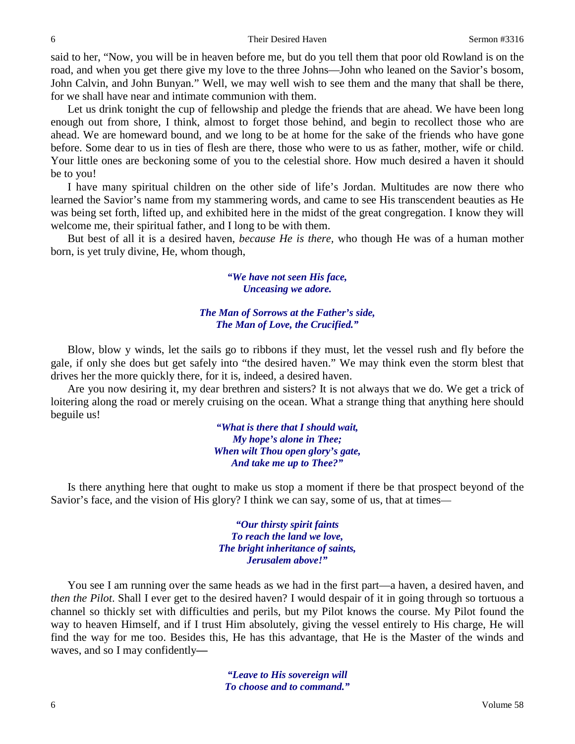said to her, "Now, you will be in heaven before me, but do you tell them that poor old Rowland is on the road, and when you get there give my love to the three Johns—John who leaned on the Savior's bosom, John Calvin, and John Bunyan." Well, we may well wish to see them and the many that shall be there, for we shall have near and intimate communion with them.

Let us drink tonight the cup of fellowship and pledge the friends that are ahead. We have been long enough out from shore, I think, almost to forget those behind, and begin to recollect those who are ahead. We are homeward bound, and we long to be at home for the sake of the friends who have gone before. Some dear to us in ties of flesh are there, those who were to us as father, mother, wife or child. Your little ones are beckoning some of you to the celestial shore. How much desired a haven it should be to you!

I have many spiritual children on the other side of life's Jordan. Multitudes are now there who learned the Savior's name from my stammering words, and came to see His transcendent beauties as He was being set forth, lifted up, and exhibited here in the midst of the great congregation. I know they will welcome me, their spiritual father, and I long to be with them.

But best of all it is a desired haven, *because He is there*, who though He was of a human mother born, is yet truly divine, He, whom though,

> ***"We have not seen His face,***
> ***Unceasing we adore.***
>
> ***The Man of Sorrows at the Father's side,***
> ***The Man of Love, the Crucified."***

Blow, blow y winds, let the sails go to ribbons if they must, let the vessel rush and fly before the gale, if only she does but get safely into "the desired haven." We may think even the storm blest that drives her the more quickly there, for it is, indeed, a desired haven.

Are you now desiring it, my dear brethren and sisters? It is not always that we do. We get a trick of loitering along the road or merely cruising on the ocean. What a strange thing that anything here should beguile us!

> ***"What is there that I should wait,***
> ***My hope's alone in Thee;***
> ***When wilt Thou open glory's gate,***
> ***And take me up to Thee?"***

Is there anything here that ought to make us stop a moment if there be that prospect beyond of the Savior's face, and the vision of His glory? I think we can say, some of us, that at times—

> ***"Our thirsty spirit faints***
> ***To reach the land we love,***
> ***The bright inheritance of saints,***
> ***Jerusalem above!"***

You see I am running over the same heads as we had in the first part—a haven, a desired haven, and *then the Pilot*. Shall I ever get to the desired haven? I would despair of it in going through so tortuous a channel so thickly set with difficulties and perils, but my Pilot knows the course. My Pilot found the way to heaven Himself, and if I trust Him absolutely, giving the vessel entirely to His charge, He will find the way for me too. Besides this, He has this advantage, that He is the Master of the winds and waves, and so I may confidently**—**

> ***"Leave to His sovereign will***
> ***To choose and to command."***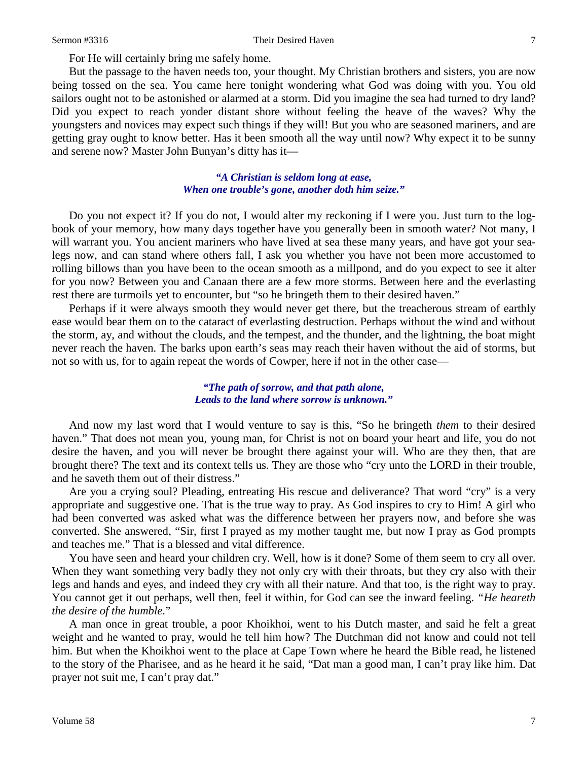For He will certainly bring me safely home.

But the passage to the haven needs too, your thought. My Christian brothers and sisters, you are now being tossed on the sea. You came here tonight wondering what God was doing with you. You old sailors ought not to be astonished or alarmed at a storm. Did you imagine the sea had turned to dry land? Did you expect to reach yonder distant shore without feeling the heave of the waves? Why the youngsters and novices may expect such things if they will! But you who are seasoned mariners, and are getting gray ought to know better. Has it been smooth all the way until now? Why expect it to be sunny and serene now? Master John Bunyan's ditty has it—

> ***"A Christian is seldom long at ease,***
> ***When one trouble's gone, another doth him seize."***

Do you not expect it? If you do not, I would alter my reckoning if I were you. Just turn to the log-book of your memory, how many days together have you generally been in smooth water? Not many, I will warrant you. You ancient mariners who have lived at sea these many years, and have got your sea-legs now, and can stand where others fall, I ask you whether you have not been more accustomed to rolling billows than you have been to the ocean smooth as a millpond, and do you expect to see it alter for you now? Between you and Canaan there are a few more storms. Between here and the everlasting rest there are turmoils yet to encounter, but "so he bringeth them to their desired haven."

Perhaps if it were always smooth they would never get there, but the treacherous stream of earthly ease would bear them on to the cataract of everlasting destruction. Perhaps without the wind and without the storm, ay, and without the clouds, and the tempest, and the thunder, and the lightning, the boat might never reach the haven. The barks upon earth's seas may reach their haven without the aid of storms, but not so with us, for to again repeat the words of Cowper, here if not in the other case—

> ***"The path of sorrow, and that path alone,***
> ***Leads to the land where sorrow is unknown."***

And now my last word that I would venture to say is this, "So he bringeth *them* to their desired haven." That does not mean you, young man, for Christ is not on board your heart and life, you do not desire the haven, and you will never be brought there against your will. Who are they then, that are brought there? The text and its context tells us. They are those who "cry unto the LORD in their trouble, and he saveth them out of their distress."

Are you a crying soul? Pleading, entreating His rescue and deliverance? That word "cry" is a very appropriate and suggestive one. That is the true way to pray. As God inspires to cry to Him! A girl who had been converted was asked what was the difference between her prayers now, and before she was converted. She answered, "Sir, first I prayed as my mother taught me, but now I pray as God prompts and teaches me." That is a blessed and vital difference.

You have seen and heard your children cry. Well, how is it done? Some of them seem to cry all over. When they want something very badly they not only cry with their throats, but they cry also with their legs and hands and eyes, and indeed they cry with all their nature. And that too, is the right way to pray. You cannot get it out perhaps, well then, feel it within, for God can see the inward feeling. "*He heareth the desire of the humble*."

A man once in great trouble, a poor Khoikhoi, went to his Dutch master, and said he felt a great weight and he wanted to pray, would he tell him how? The Dutchman did not know and could not tell him. But when the Khoikhoi went to the place at Cape Town where he heard the Bible read, he listened to the story of the Pharisee, and as he heard it he said, "Dat man a good man, I can't pray like him. Dat prayer not suit me, I can't pray dat."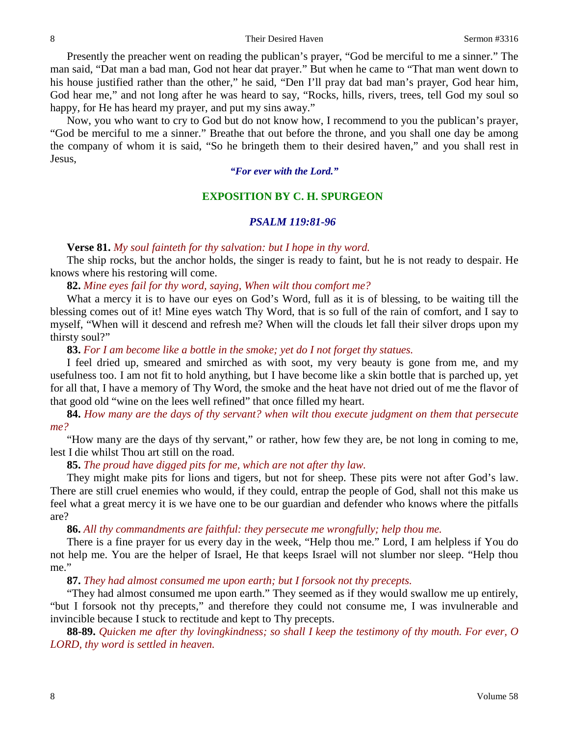Presently the preacher went on reading the publican's prayer, "God be merciful to me a sinner." The man said, "Dat man a bad man, God not hear dat prayer." But when he came to "That man went down to his house justified rather than the other," he said, "Den I'll pray dat bad man's prayer, God hear him, God hear me," and not long after he was heard to say, "Rocks, hills, rivers, trees, tell God my soul so happy, for He has heard my prayer, and put my sins away."

Now, you who want to cry to God but do not know how, I recommend to you the publican's prayer, "God be merciful to me a sinner." Breathe that out before the throne, and you shall one day be among the company of whom it is said, "So he bringeth them to their desired haven," and you shall rest in Jesus,

*"For ever with the Lord."*

## EXPOSITION BY C. H. SPURGEON

### *PSALM 119:81-96*

**Verse 81.** *My soul fainteth for thy salvation: but I hope in thy word.*

The ship rocks, but the anchor holds, the singer is ready to faint, but he is not ready to despair. He knows where his restoring will come.

**82.** *Mine eyes fail for thy word, saying, When wilt thou comfort me?*

What a mercy it is to have our eyes on God's Word, full as it is of blessing, to be waiting till the blessing comes out of it! Mine eyes watch Thy Word, that is so full of the rain of comfort, and I say to myself, "When will it descend and refresh me? When will the clouds let fall their silver drops upon my thirsty soul?"

**83.** *For I am become like a bottle in the smoke; yet do I not forget thy statues.*

I feel dried up, smeared and smirched as with soot, my very beauty is gone from me, and my usefulness too. I am not fit to hold anything, but I have become like a skin bottle that is parched up, yet for all that, I have a memory of Thy Word, the smoke and the heat have not dried out of me the flavor of that good old "wine on the lees well refined" that once filled my heart.

**84.** *How many are the days of thy servant? when wilt thou execute judgment on them that persecute me?*

"How many are the days of thy servant," or rather, how few they are, be not long in coming to me, lest I die whilst Thou art still on the road.

**85.** *The proud have digged pits for me, which are not after thy law.*

They might make pits for lions and tigers, but not for sheep. These pits were not after God's law. There are still cruel enemies who would, if they could, entrap the people of God, shall not this make us feel what a great mercy it is we have one to be our guardian and defender who knows where the pitfalls are?

**86.** *All thy commandments are faithful: they persecute me wrongfully; help thou me.*

There is a fine prayer for us every day in the week, "Help thou me." Lord, I am helpless if You do not help me. You are the helper of Israel, He that keeps Israel will not slumber nor sleep. "Help thou me."

**87.** *They had almost consumed me upon earth; but I forsook not thy precepts.*

"They had almost consumed me upon earth." They seemed as if they would swallow me up entirely, "but I forsook not thy precepts," and therefore they could not consume me, I was invulnerable and invincible because I stuck to rectitude and kept to Thy precepts.

**88-89.** *Quicken me after thy lovingkindness; so shall I keep the testimony of thy mouth. For ever, O LORD, thy word is settled in heaven.*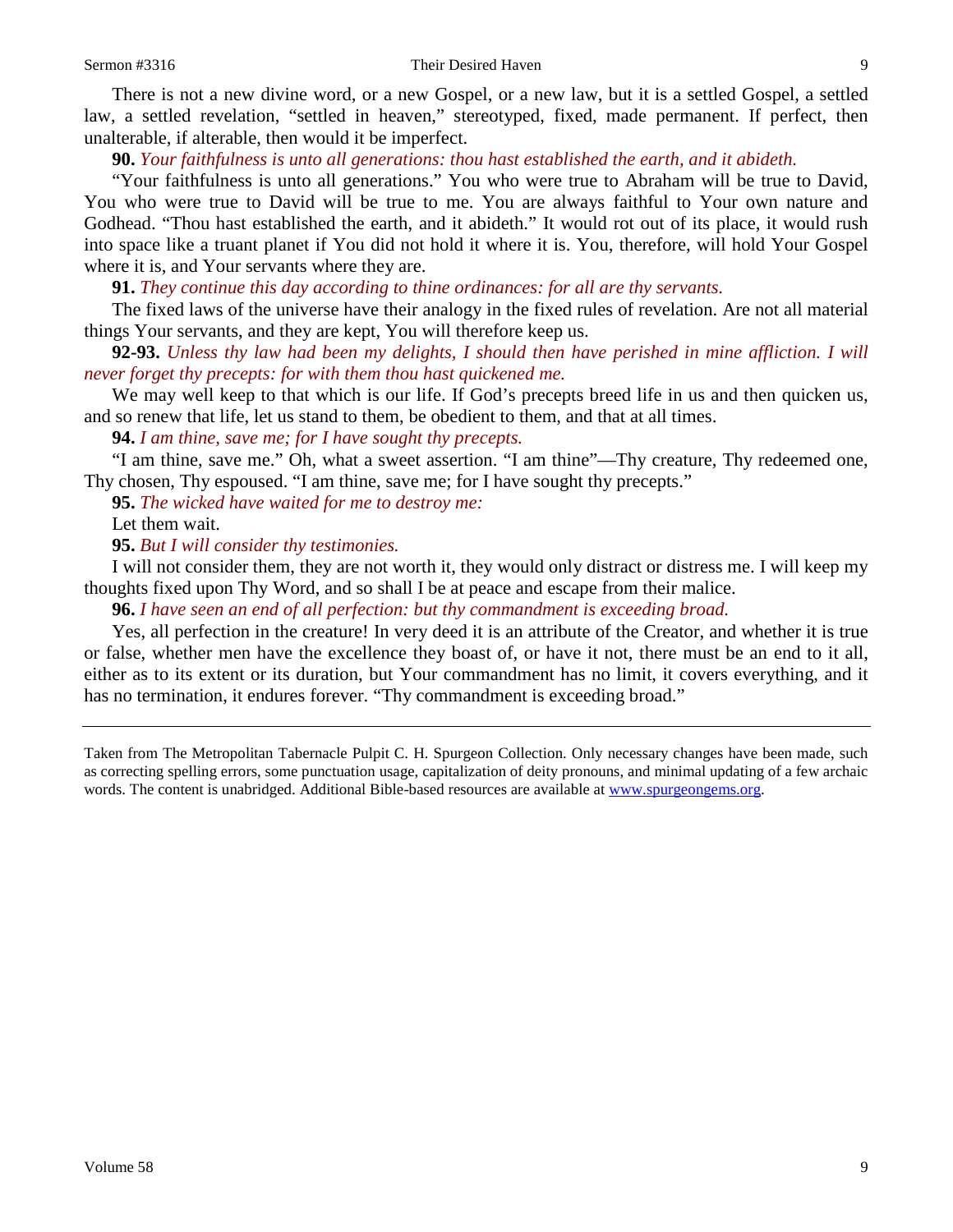There is not a new divine word, or a new Gospel, or a new law, but it is a settled Gospel, a settled law, a settled revelation, "settled in heaven," stereotyped, fixed, made permanent. If perfect, then unalterable, if alterable, then would it be imperfect.

**90.** *Your faithfulness is unto all generations: thou hast established the earth, and it abideth.*

"Your faithfulness is unto all generations." You who were true to Abraham will be true to David, You who were true to David will be true to me. You are always faithful to Your own nature and Godhead. "Thou hast established the earth, and it abideth." It would rot out of its place, it would rush into space like a truant planet if You did not hold it where it is. You, therefore, will hold Your Gospel where it is, and Your servants where they are.

**91.** *They continue this day according to thine ordinances: for all are thy servants.*

The fixed laws of the universe have their analogy in the fixed rules of revelation. Are not all material things Your servants, and they are kept, You will therefore keep us.

**92-93.** *Unless thy law had been my delights, I should then have perished in mine affliction. I will never forget thy precepts: for with them thou hast quickened me.*

We may well keep to that which is our life. If God's precepts breed life in us and then quicken us, and so renew that life, let us stand to them, be obedient to them, and that at all times.

**94.** *I am thine, save me; for I have sought thy precepts.*

"I am thine, save me." Oh, what a sweet assertion. "I am thine"—Thy creature, Thy redeemed one, Thy chosen, Thy espoused. "I am thine, save me; for I have sought thy precepts."

**95.** *The wicked have waited for me to destroy me:*

Let them wait.

**95.** *But I will consider thy testimonies.*

I will not consider them, they are not worth it, they would only distract or distress me. I will keep my thoughts fixed upon Thy Word, and so shall I be at peace and escape from their malice.

**96.** *I have seen an end of all perfection: but thy commandment is exceeding broad.*

Yes, all perfection in the creature! In very deed it is an attribute of the Creator, and whether it is true or false, whether men have the excellence they boast of, or have it not, there must be an end to it all, either as to its extent or its duration, but Your commandment has no limit, it covers everything, and it has no termination, it endures forever. "Thy commandment is exceeding broad."

---

Taken from The Metropolitan Tabernacle Pulpit C. H. Spurgeon Collection. Only necessary changes have been made, such as correcting spelling errors, some punctuation usage, capitalization of deity pronouns, and minimal updating of a few archaic words. The content is unabridged. Additional Bible-based resources are available at [www.spurgeongems.org](http://www.spurgeongems.org).